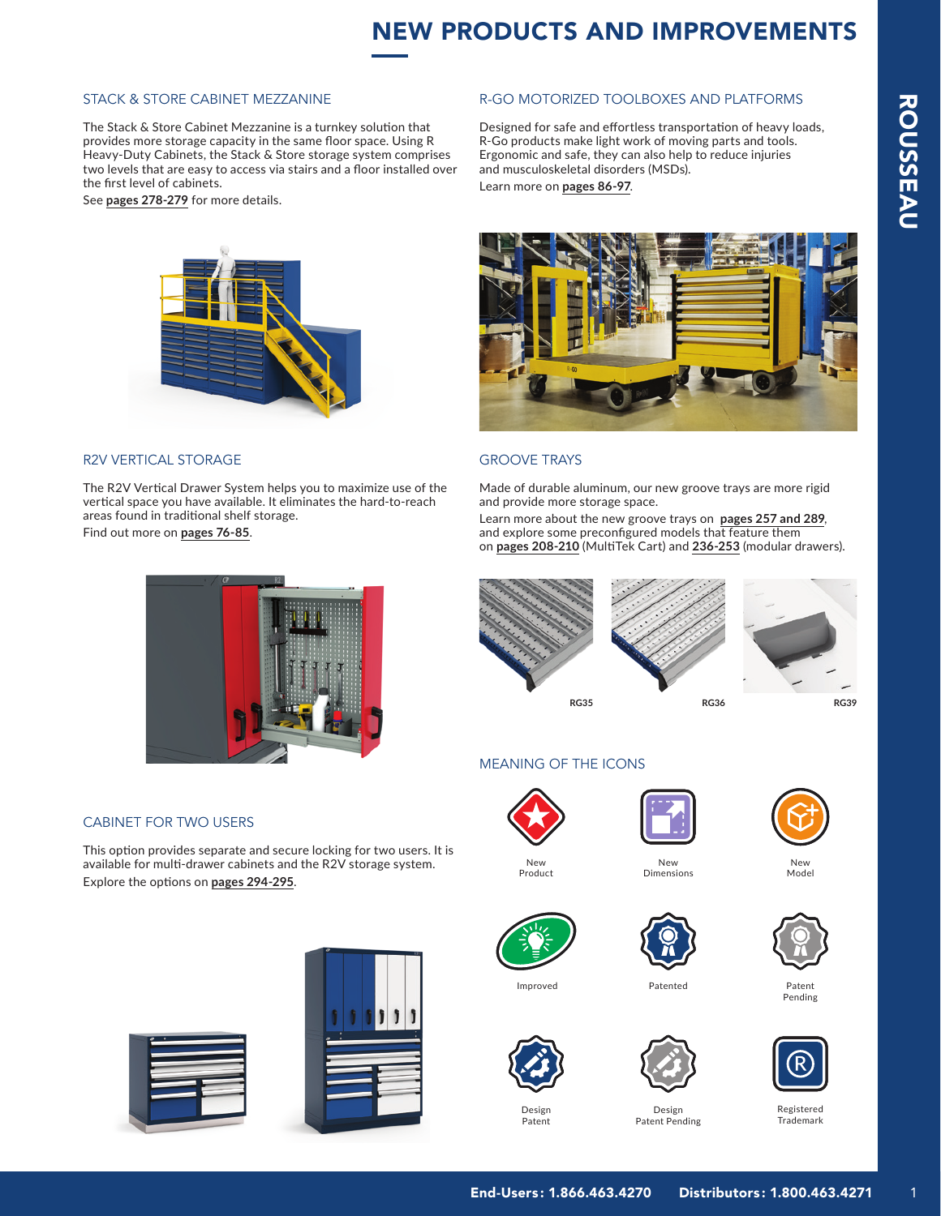# NEW PRODUCTS AND IMPROVEMENTS

## STACK & STORE CABINET MEZZANINE

The Stack & Store Cabinet Mezzanine is a turnkey solution that provides more storage capacity in the same floor space. Using R Heavy-Duty Cabinets, the Stack & Store storage system comprises two levels that are easy to access via stairs and a floor installed over the first level of cabinets.

See **pages 278-279** for more details.

## R-GO MOTORIZED TOOLBOXES AND PLATFORMS

Designed for safe and effortless transportation of heavy loads, R-Go products make light work of moving parts and tools. Ergonomic and safe, they can also help to reduce injuries and musculoskeletal disorders (MSDs).

Learn more on **pages 86-97**.

## R2V VERTICAL STORAGE

The R2V Vertical Drawer System helps you to maximize use of the vertical space you have available. It eliminates the hard-to-reach areas found in traditional shelf storage.

Find out more on **pages 76-85**.

## GROOVE TRAYS

Made of durable aluminum, our new groove trays are more rigid and provide more storage space.

Learn more about the new groove trays on **pages 257 and 289**, and explore some preconfigured models that feature them on **pages 208-210** (MultiTek Cart) and **236-253** (modular drawers).

RG35 RG36 RG39

## CABINET FOR TWO USERS

This option provides separate and secure locking for two users. It is available for multi-drawer cabinets and the R2V storage system.

Explore the options on **pages 294-295**.

## MEANING OF THE ICONS

- New Product
- New Dimensions
- New Model
- Improved
- Patented
- Patent Pending
- Design Patent
- Design Patent Pending
- Registered Trademark

End-Users: 1.866.463.4270 Distributors: 1.800.463.4271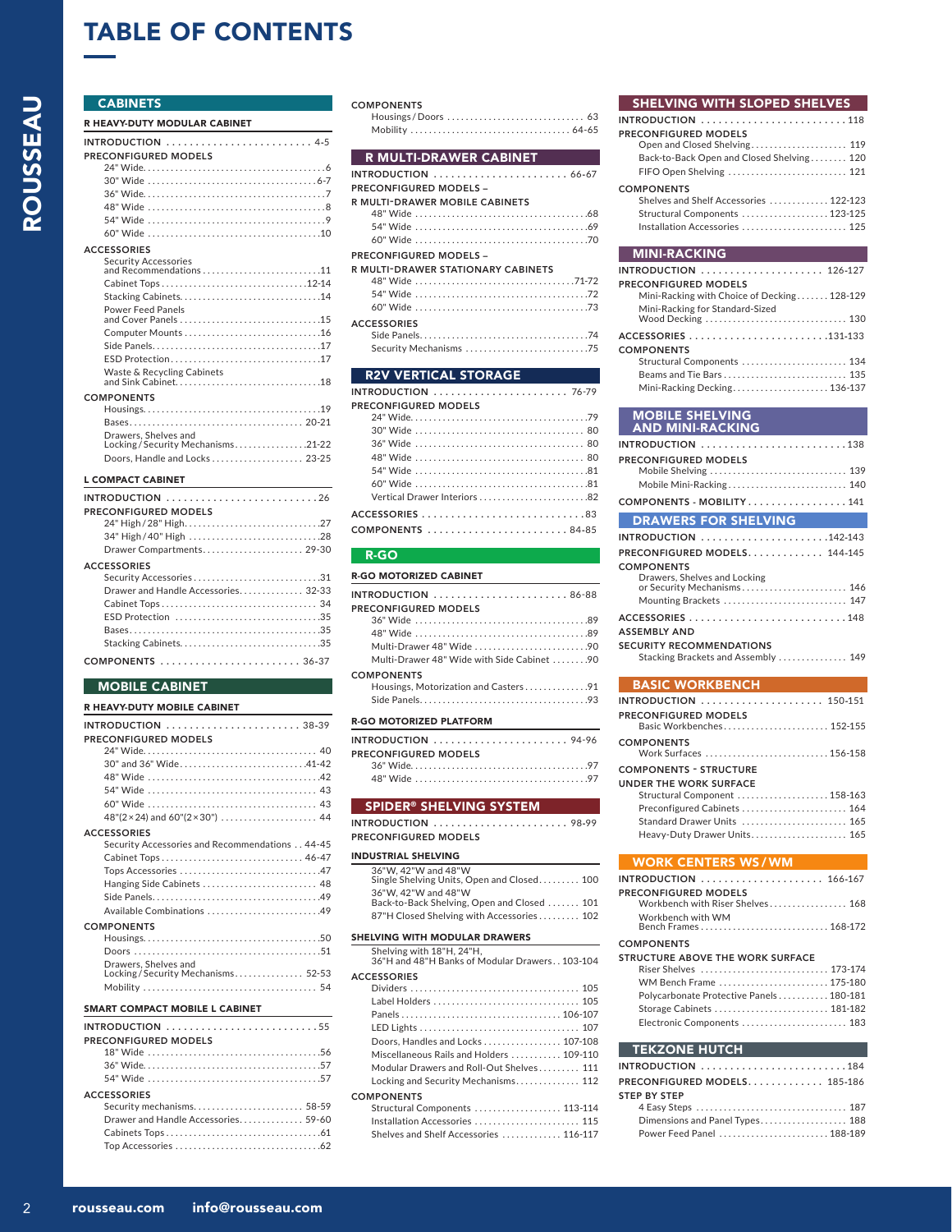# TABLE OF CONTENTS

## CABINETS

### R HEAVY-DUTY MODULAR CABINET

**INTRODUCTION** ........ 4-5

**PRECONFIGURED MODELS**
- 24" Wide ........ 6
- 30" Wide ........ 6-7
- 36" Wide ........ 7
- 48" Wide ........ 8
- 54" Wide ........ 9
- 60" Wide ........ 10

**ACCESSORIES**
- Security Accessories and Recommendations ........ 11
- Cabinet Tops ........ 12-14
- Stacking Cabinets ........ 14
- Power Feed Panels and Cover Panels ........ 15
- Computer Mounts ........ 16
- Side Panels ........ 17
- ESD Protection ........ 17
- Waste & Recycling Cabinets and Sink Cabinet ........ 18

**COMPONENTS**
- Housings ........ 19
- Bases ........ 20-21
- Drawers, Shelves and Locking / Security Mechanisms ........ 21-22
- Doors, Handle and Locks ........ 23-25

### L COMPACT CABINET

**INTRODUCTION** ........ 26

**PRECONFIGURED MODELS**
- 24" High / 28" High ........ 27
- 34" High / 40" High ........ 28
- Drawer Compartments ........ 29-30

**ACCESSORIES**
- Security Accessories ........ 31
- Drawer and Handle Accessories ........ 32-33
- Cabinet Tops ........ 34
- ESD Protection ........ 35
- Bases ........ 35
- Stacking Cabinets ........ 35

**COMPONENTS** ........ 36-37

## MOBILE CABINET

### R HEAVY-DUTY MOBILE CABINET

**INTRODUCTION** ........ 38-39

**PRECONFIGURED MODELS**
- 24" Wide ........ 40
- 30" and 36" Wide ........ 41-42
- 48" Wide ........ 42
- 54" Wide ........ 43
- 60" Wide ........ 43
- 48"(2×24) and 60"(2×30") ........ 44

**ACCESSORIES**
- Security Accessories and Recommendations ........ 44-45
- Cabinet Tops ........ 46-47
- Tops Accessories ........ 47
- Hanging Side Cabinets ........ 48
- Side Panels ........ 49
- Available Combinations ........ 49

**COMPONENTS**
- Housings ........ 50
- Doors ........ 51
- Drawers, Shelves and Locking / Security Mechanisms ........ 52-53
- Mobility ........ 54

### SMART COMPACT MOBILE L CABINET

**INTRODUCTION** ........ 55

**PRECONFIGURED MODELS**
- 18" Wide ........ 56
- 36" Wide ........ 57
- 54" Wide ........ 57

**ACCESSORIES**
- Security mechanisms ........ 58-59
- Drawer and Handle Accessories ........ 59-60
- Cabinets Tops ........ 61
- Top Accessories ........ 62

**COMPONENTS**
- Housings / Doors ........ 63
- Mobility ........ 64-65

## R MULTI-DRAWER CABINET

**INTRODUCTION** ........ 66-67

**PRECONFIGURED MODELS – R MULTI-DRAWER MOBILE CABINETS**
- 48" Wide ........ 68
- 54" Wide ........ 69
- 60" Wide ........ 70

**PRECONFIGURED MODELS – R MULTI-DRAWER STATIONARY CABINETS**
- 48" Wide ........ 71-72
- 54" Wide ........ 72
- 60" Wide ........ 73

**ACCESSORIES**
- Side Panels ........ 74
- Security Mechanisms ........ 75

## R2V VERTICAL STORAGE

**INTRODUCTION** ........ 76-79

**PRECONFIGURED MODELS**
- 24" Wide ........ 79
- 30" Wide ........ 80
- 36" Wide ........ 80
- 48" Wide ........ 80
- 54" Wide ........ 81
- 60" Wide ........ 81
- Vertical Drawer Interiors ........ 82

**ACCESSORIES** ........ 83

**COMPONENTS** ........ 84-85

## R-GO

### R-GO MOTORIZED CABINET

**INTRODUCTION** ........ 86-88

**PRECONFIGURED MODELS**
- 36" Wide ........ 89
- 48" Wide ........ 89
- Multi-Drawer 48" Wide ........ 90
- Multi-Drawer 48" Wide with Side Cabinet ........ 90

**COMPONENTS**
- Housings, Motorization and Casters ........ 91
- Side Panels ........ 93

### R-GO MOTORIZED PLATFORM

**INTRODUCTION** ........ 94-96

**PRECONFIGURED MODELS**
- 36" Wide ........ 97
- 48" Wide ........ 97

## SPIDER® SHELVING SYSTEM

**INTRODUCTION** ........ 98-99

**PRECONFIGURED MODELS**

### INDUSTRIAL SHELVING
- 36"W, 42"W and 48"W Single Shelving Units, Open and Closed ........ 100
- 36"W, 42"W and 48"W Back-to-Back Shelving, Open and Closed ........ 101
- 87"H Closed Shelving with Accessories ........ 102

### SHELVING WITH MODULAR DRAWERS
- Shelving with 18"H, 24"H, 36"H and 48"H Banks of Modular Drawers ........ 103-104

**ACCESSORIES**
- Dividers ........ 105
- Label Holders ........ 105
- Panels ........ 106-107
- LED Lights ........ 107
- Doors, Handles and Locks ........ 107-108
- Miscellaneous Rails and Holders ........ 109-110
- Modular Drawers and Roll-Out Shelves ........ 111
- Locking and Security Mechanisms ........ 112

**COMPONENTS**
- Structural Components ........ 113-114
- Installation Accessories ........ 115
- Shelves and Shelf Accessories ........ 116-117

## SHELVING WITH SLOPED SHELVES

**INTRODUCTION** ........ 118

**PRECONFIGURED MODELS**
- Open and Closed Shelving ........ 119
- Back-to-Back Open and Closed Shelving ........ 120
- FIFO Open Shelving ........ 121

**COMPONENTS**
- Shelves and Shelf Accessories ........ 122-123
- Structural Components ........ 123-125
- Installation Accessories ........ 125

## MINI-RACKING

**INTRODUCTION** ........ 126-127

**PRECONFIGURED MODELS**
- Mini-Racking with Choice of Decking ........ 128-129
- Mini-Racking for Standard-Sized Wood Decking ........ 130

**ACCESSORIES** ........ 131-133

**COMPONENTS**
- Structural Components ........ 134
- Beams and Tie Bars ........ 135
- Mini-Racking Decking ........ 136-137

## MOBILE SHELVING AND MINI-RACKING

**INTRODUCTION** ........ 138

**PRECONFIGURED MODELS**
- Mobile Shelving ........ 139
- Mobile Mini-Racking ........ 140

**COMPONENTS - MOBILITY** ........ 141

## DRAWERS FOR SHELVING

**INTRODUCTION** ........ 142-143

**PRECONFIGURED MODELS** ........ 144-145

**COMPONENTS**
- Drawers, Shelves and Locking or Security Mechanisms ........ 146
- Mounting Brackets ........ 147

**ACCESSORIES** ........ 148

**ASSEMBLY AND SECURITY RECOMMENDATIONS**
- Stacking Brackets and Assembly ........ 149

## BASIC WORKBENCH

**INTRODUCTION** ........ 150-151

**PRECONFIGURED MODELS**
- Basic Workbenches ........ 152-155

**COMPONENTS**
- Work Surfaces ........ 156-158

**COMPONENTS - STRUCTURE UNDER THE WORK SURFACE**
- Structural Component ........ 158-163
- Preconfigured Cabinets ........ 164
- Standard Drawer Units ........ 165
- Heavy-Duty Drawer Units ........ 165

## WORK CENTERS WS / WM

**INTRODUCTION** ........ 166-167

**PRECONFIGURED MODELS**
- Workbench with Riser Shelves ........ 168
- Workbench with WM Bench Frames ........ 168-172

**COMPONENTS**

**STRUCTURE ABOVE THE WORK SURFACE**
- Riser Shelves ........ 173-174
- WM Bench Frame ........ 175-180
- Polycarbonate Protective Panels ........ 180-181
- Storage Cabinets ........ 181-182
- Electronic Components ........ 183

## TEKZONE HUTCH

**INTRODUCTION** ........ 184

**PRECONFIGURED MODELS** ........ 185-186

**STEP BY STEP**
- 4 Easy Steps ........ 187
- Dimensions and Panel Types ........ 188
- Power Feed Panel ........ 188-189

rousseau.com info@rousseau.com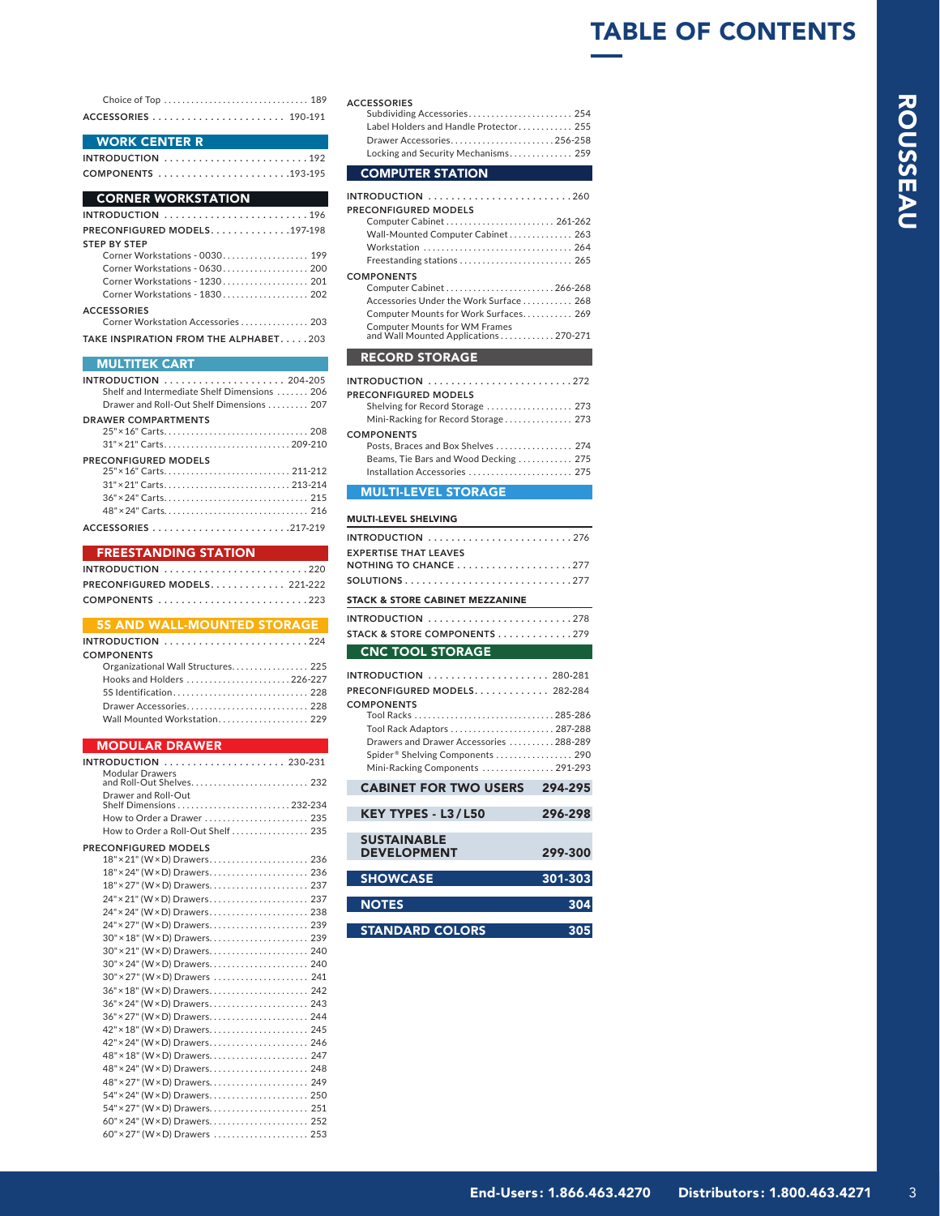# TABLE OF CONTENTS

Choice of Top ... 189
ACCESSORIES ... 190-191

## WORK CENTER R

INTRODUCTION ... 192
COMPONENTS ... 193-195

## CORNER WORKSTATION

INTRODUCTION ... 196
PRECONFIGURED MODELS ... 197-198
STEP BY STEP
- Corner Workstations - 0030 ... 199
- Corner Workstations - 0630 ... 200
- Corner Workstations - 1230 ... 201
- Corner Workstations - 1830 ... 202

ACCESSORIES
- Corner Workstation Accessories ... 203

TAKE INSPIRATION FROM THE ALPHABET ... 203

## MULTITEK CART

INTRODUCTION ... 204-205
- Shelf and Intermediate Shelf Dimensions ... 206
- Drawer and Roll-Out Shelf Dimensions ... 207

DRAWER COMPARTMENTS
- 25" × 16" Carts ... 208
- 31" × 21" Carts ... 209-210

PRECONFIGURED MODELS
- 25" × 16" Carts ... 211-212
- 31" × 21" Carts ... 213-214
- 36" × 24" Carts ... 215
- 48" × 24" Carts ... 216

ACCESSORIES ... 217-219

## FREESTANDING STATION

INTRODUCTION ... 220
PRECONFIGURED MODELS ... 221-222
COMPONENTS ... 223

## 5S AND WALL-MOUNTED STORAGE

INTRODUCTION ... 224
COMPONENTS
- Organizational Wall Structures ... 225
- Hooks and Holders ... 226-227
- 5S Identification ... 228
- Drawer Accessories ... 228
- Wall Mounted Workstation ... 229

## MODULAR DRAWER

INTRODUCTION ... 230-231
- Modular Drawers and Roll-Out Shelves ... 232
- Drawer and Roll-Out Shelf Dimensions ... 232-234
- How to Order a Drawer ... 235
- How to Order a Roll-Out Shelf ... 235

PRECONFIGURED MODELS
- 18" × 21" (W × D) Drawers ... 236
- 18" × 24" (W × D) Drawers ... 236
- 18" × 27" (W × D) Drawers ... 237
- 24" × 21" (W × D) Drawers ... 237
- 24" × 24" (W × D) Drawers ... 238
- 24" × 27" (W × D) Drawers ... 239
- 30" × 18" (W × D) Drawers ... 239
- 30" × 21" (W × D) Drawers ... 240
- 30" × 24" (W × D) Drawers ... 240
- 30" × 27" (W × D) Drawers ... 241
- 36" × 18" (W × D) Drawers ... 242
- 36" × 24" (W × D) Drawers ... 243
- 36" × 27" (W × D) Drawers ... 244
- 42" × 18" (W × D) Drawers ... 245
- 42" × 24" (W × D) Drawers ... 246
- 48" × 18" (W × D) Drawers ... 247
- 48" × 24" (W × D) Drawers ... 248
- 48" × 27" (W × D) Drawers ... 249
- 54" × 24" (W × D) Drawers ... 250
- 54" × 27" (W × D) Drawers ... 251
- 60" × 24" (W × D) Drawers ... 252
- 60" × 27" (W × D) Drawers ... 253

ACCESSORIES
- Subdividing Accessories ... 254
- Label Holders and Handle Protector ... 255
- Drawer Accessories ... 256-258
- Locking and Security Mechanisms ... 259

## COMPUTER STATION

INTRODUCTION ... 260
PRECONFIGURED MODELS
- Computer Cabinet ... 261-262
- Wall-Mounted Computer Cabinet ... 263
- Workstation ... 264
- Freestanding stations ... 265

COMPONENTS
- Computer Cabinet ... 266-268
- Accessories Under the Work Surface ... 268
- Computer Mounts for Work Surfaces ... 269
- Computer Mounts for WM Frames and Wall Mounted Applications ... 270-271

## RECORD STORAGE

INTRODUCTION ... 272
PRECONFIGURED MODELS
- Shelving for Record Storage ... 273
- Mini-Racking for Record Storage ... 273

COMPONENTS
- Posts, Braces and Box Shelves ... 274
- Beams, Tie Bars and Wood Decking ... 275
- Installation Accessories ... 275

## MULTI-LEVEL STORAGE

### MULTI-LEVEL SHELVING

INTRODUCTION ... 276
EXPERTISE THAT LEAVES NOTHING TO CHANCE ... 277
SOLUTIONS ... 277

### STACK & STORE CABINET MEZZANINE

INTRODUCTION ... 278
STACK & STORE COMPONENTS ... 279

## CNC TOOL STORAGE

INTRODUCTION ... 280-281
PRECONFIGURED MODELS ... 282-284
COMPONENTS
- Tool Racks ... 285-286
- Tool Rack Adaptors ... 287-288
- Drawers and Drawer Accessories ... 288-289
- Spider® Shelving Components ... 290
- Mini-Racking Components ... 291-293

## CABINET FOR TWO USERS 294-295

## KEY TYPES - L3/L50 296-298

## SUSTAINABLE DEVELOPMENT 299-300

## SHOWCASE 301-303

## NOTES 304

## STANDARD COLORS 305

End-Users: 1.866.463.4270 Distributors: 1.800.463.4271